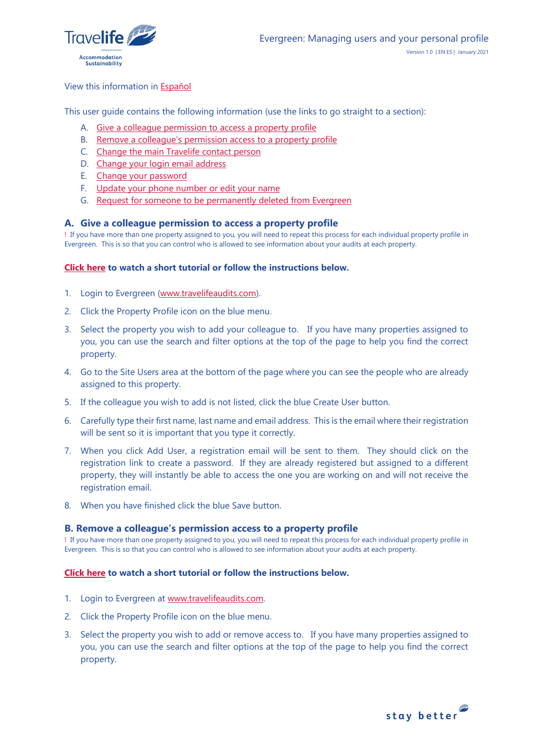# Evergreen: Managing users and your personal profile

Version 1.0 | EN ES | January 2021

View this information in Español

This user guide contains the following information (use the links to go straight to a section):

A. Give a colleague permission to access a property profile
B. Remove a colleague's permission access to a property profile
C. Change the main Travelife contact person
D. Change your login email address
E. Change your password
F. Update your phone number or edit your name
G. Request for someone to be permanently deleted from Evergreen

## A. Give a colleague permission to access a property profile

! If you have more than one property assigned to you, you will need to repeat this process for each individual property profile in Evergreen. This is so that you can control who is allowed to see information about your audits at each property.

**Click here to watch a short tutorial or follow the instructions below.**

1. Login to Evergreen (www.travelifeaudits.com).
2. Click the Property Profile icon on the blue menu.
3. Select the property you wish to add your colleague to. If you have many properties assigned to you, you can use the search and filter options at the top of the page to help you find the correct property.
4. Go to the Site Users area at the bottom of the page where you can see the people who are already assigned to this property.
5. If the colleague you wish to add is not listed, click the blue Create User button.
6. Carefully type their first name, last name and email address. This is the email where their registration will be sent so it is important that you type it correctly.
7. When you click Add User, a registration email will be sent to them. They should click on the registration link to create a password. If they are already registered but assigned to a different property, they will instantly be able to access the one you are working on and will not receive the registration email.
8. When you have finished click the blue Save button.

## B. Remove a colleague's permission access to a property profile

! If you have more than one property assigned to you, you will need to repeat this process for each individual property profile in Evergreen. This is so that you can control who is allowed to see information about your audits at each property.

**Click here to watch a short tutorial or follow the instructions below.**

1. Login to Evergreen at www.travelifeaudits.com.
2. Click the Property Profile icon on the blue menu.
3. Select the property you wish to add or remove access to. If you have many properties assigned to you, you can use the search and filter options at the top of the page to help you find the correct property.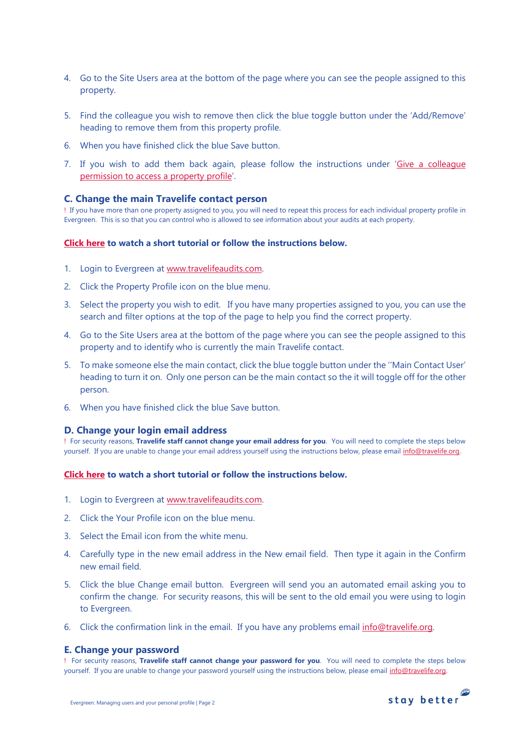4. Go to the Site Users area at the bottom of the page where you can see the people assigned to this property.

5. Find the colleague you wish to remove then click the blue toggle button under the 'Add/Remove' heading to remove them from this property profile.

6. When you have finished click the blue Save button.

7. If you wish to add them back again, please follow the instructions under 'Give a colleague permission to access a property profile'.

### C. Change the main Travelife contact person

! If you have more than one property assigned to you, you will need to repeat this process for each individual property profile in Evergreen. This is so that you can control who is allowed to see information about your audits at each property.

**Click here to watch a short tutorial or follow the instructions below.**

1. Login to Evergreen at www.travelifeaudits.com.
2. Click the Property Profile icon on the blue menu.
3. Select the property you wish to edit. If you have many properties assigned to you, you can use the search and filter options at the top of the page to help you find the correct property.
4. Go to the Site Users area at the bottom of the page where you can see the people assigned to this property and to identify who is currently the main Travelife contact.
5. To make someone else the main contact, click the blue toggle button under the ''Main Contact User' heading to turn it on. Only one person can be the main contact so the it will toggle off for the other person.
6. When you have finished click the blue Save button.

### D. Change your login email address

! For security reasons, **Travelife staff cannot change your email address for you**. You will need to complete the steps below yourself. If you are unable to change your email address yourself using the instructions below, please email info@travelife.org.

**Click here to watch a short tutorial or follow the instructions below.**

1. Login to Evergreen at www.travelifeaudits.com.
2. Click the Your Profile icon on the blue menu.
3. Select the Email icon from the white menu.
4. Carefully type in the new email address in the New email field. Then type it again in the Confirm new email field.
5. Click the blue Change email button. Evergreen will send you an automated email asking you to confirm the change. For security reasons, this will be sent to the old email you were using to login to Evergreen.
6. Click the confirmation link in the email. If you have any problems email info@travelife.org.

### E. Change your password

! For security reasons, **Travelife staff cannot change your password for you**. You will need to complete the steps below yourself. If you are unable to change your password yourself using the instructions below, please email info@travelife.org.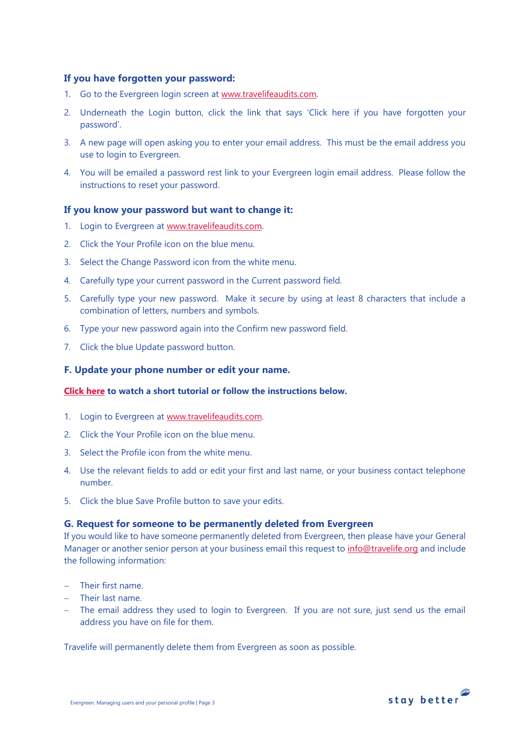### If you have forgotten your password:

1. Go to the Evergreen login screen at www.travelifeaudits.com.
2. Underneath the Login button, click the link that says 'Click here if you have forgotten your password'.
3. A new page will open asking you to enter your email address. This must be the email address you use to login to Evergreen.
4. You will be emailed a password rest link to your Evergreen login email address. Please follow the instructions to reset your password.

### If you know your password but want to change it:

1. Login to Evergreen at www.travelifeaudits.com.
2. Click the Your Profile icon on the blue menu.
3. Select the Change Password icon from the white menu.
4. Carefully type your current password in the Current password field.
5. Carefully type your new password. Make it secure by using at least 8 characters that include a combination of letters, numbers and symbols.
6. Type your new password again into the Confirm new password field.
7. Click the blue Update password button.

## F. Update your phone number or edit your name.

**Click here to watch a short tutorial or follow the instructions below.**

1. Login to Evergreen at www.travelifeaudits.com.
2. Click the Your Profile icon on the blue menu.
3. Select the Profile icon from the white menu.
4. Use the relevant fields to add or edit your first and last name, or your business contact telephone number.
5. Click the blue Save Profile button to save your edits.

## G. Request for someone to be permanently deleted from Evergreen

If you would like to have someone permanently deleted from Evergreen, then please have your General Manager or another senior person at your business email this request to info@travelife.org and include the following information:

- Their first name.
- Their last name.
- The email address they used to login to Evergreen. If you are not sure, just send us the email address you have on file for them.

Travelife will permanently delete them from Evergreen as soon as possible.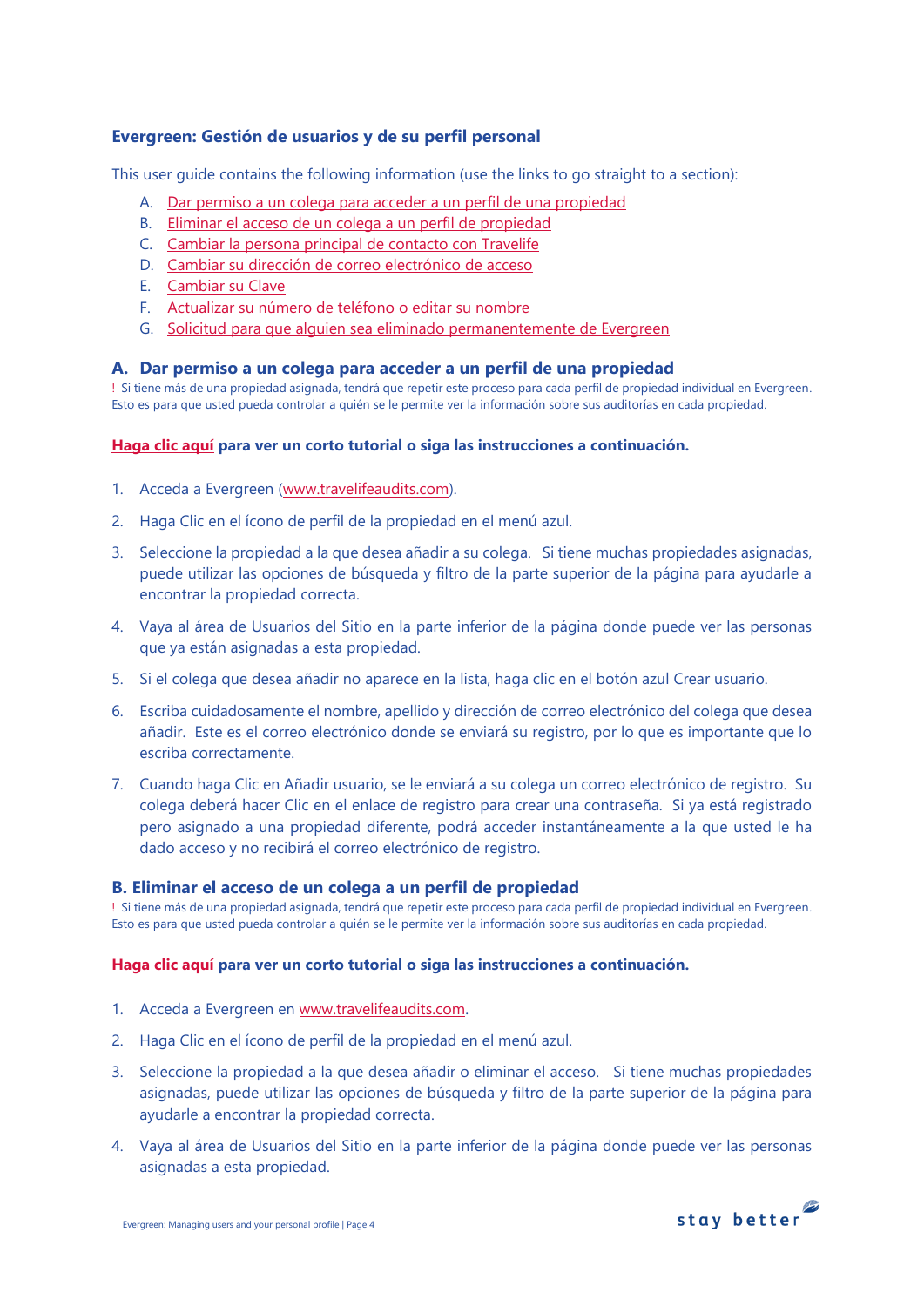## Evergreen: Gestión de usuarios y de su perfil personal

This user guide contains the following information (use the links to go straight to a section):

A. Dar permiso a un colega para acceder a un perfil de una propiedad
B. Eliminar el acceso de un colega a un perfil de propiedad
C. Cambiar la persona principal de contacto con Travelife
D. Cambiar su dirección de correo electrónico de acceso
E. Cambiar su Clave
F. Actualizar su número de teléfono o editar su nombre
G. Solicitud para que alguien sea eliminado permanentemente de Evergreen

### A. Dar permiso a un colega para acceder a un perfil de una propiedad

! Si tiene más de una propiedad asignada, tendrá que repetir este proceso para cada perfil de propiedad individual en Evergreen. Esto es para que usted pueda controlar a quién se le permite ver la información sobre sus auditorías en cada propiedad.

**Haga clic aquí para ver un corto tutorial o siga las instrucciones a continuación.**

1. Acceda a Evergreen (www.travelifeaudits.com).
2. Haga Clic en el ícono de perfil de la propiedad en el menú azul.
3. Seleccione la propiedad a la que desea añadir a su colega. Si tiene muchas propiedades asignadas, puede utilizar las opciones de búsqueda y filtro de la parte superior de la página para ayudarle a encontrar la propiedad correcta.
4. Vaya al área de Usuarios del Sitio en la parte inferior de la página donde puede ver las personas que ya están asignadas a esta propiedad.
5. Si el colega que desea añadir no aparece en la lista, haga clic en el botón azul Crear usuario.
6. Escriba cuidadosamente el nombre, apellido y dirección de correo electrónico del colega que desea añadir. Este es el correo electrónico donde se enviará su registro, por lo que es importante que lo escriba correctamente.
7. Cuando haga Clic en Añadir usuario, se le enviará a su colega un correo electrónico de registro. Su colega deberá hacer Clic en el enlace de registro para crear una contraseña. Si ya está registrado pero asignado a una propiedad diferente, podrá acceder instantáneamente a la que usted le ha dado acceso y no recibirá el correo electrónico de registro.

### B. Eliminar el acceso de un colega a un perfil de propiedad

! Si tiene más de una propiedad asignada, tendrá que repetir este proceso para cada perfil de propiedad individual en Evergreen. Esto es para que usted pueda controlar a quién se le permite ver la información sobre sus auditorías en cada propiedad.

**Haga clic aquí para ver un corto tutorial o siga las instrucciones a continuación.**

1. Acceda a Evergreen en www.travelifeaudits.com.
2. Haga Clic en el ícono de perfil de la propiedad en el menú azul.
3. Seleccione la propiedad a la que desea añadir o eliminar el acceso. Si tiene muchas propiedades asignadas, puede utilizar las opciones de búsqueda y filtro de la parte superior de la página para ayudarle a encontrar la propiedad correcta.
4. Vaya al área de Usuarios del Sitio en la parte inferior de la página donde puede ver las personas asignadas a esta propiedad.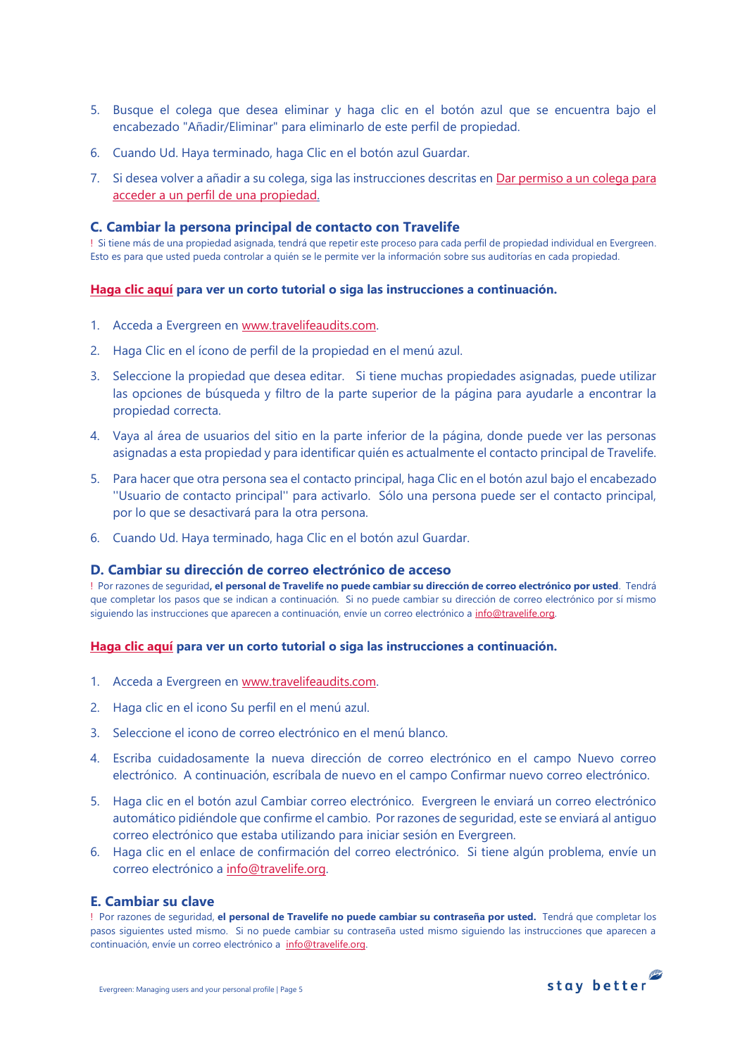5. Busque el colega que desea eliminar y haga clic en el botón azul que se encuentra bajo el encabezado "Añadir/Eliminar" para eliminarlo de este perfil de propiedad.
6. Cuando Ud. Haya terminado, haga Clic en el botón azul Guardar.
7. Si desea volver a añadir a su colega, siga las instrucciones descritas en Dar permiso a un colega para acceder a un perfil de una propiedad.

### C. Cambiar la persona principal de contacto con Travelife

! Si tiene más de una propiedad asignada, tendrá que repetir este proceso para cada perfil de propiedad individual en Evergreen. Esto es para que usted pueda controlar a quién se le permite ver la información sobre sus auditorías en cada propiedad.

**Haga clic aquí para ver un corto tutorial o siga las instrucciones a continuación.**

1. Acceda a Evergreen en www.travelifeaudits.com.
2. Haga Clic en el ícono de perfil de la propiedad en el menú azul.
3. Seleccione la propiedad que desea editar. Si tiene muchas propiedades asignadas, puede utilizar las opciones de búsqueda y filtro de la parte superior de la página para ayudarle a encontrar la propiedad correcta.
4. Vaya al área de usuarios del sitio en la parte inferior de la página, donde puede ver las personas asignadas a esta propiedad y para identificar quién es actualmente el contacto principal de Travelife.
5. Para hacer que otra persona sea el contacto principal, haga Clic en el botón azul bajo el encabezado ''Usuario de contacto principal'' para activarlo. Sólo una persona puede ser el contacto principal, por lo que se desactivará para la otra persona.
6. Cuando Ud. Haya terminado, haga Clic en el botón azul Guardar.

### D. Cambiar su dirección de correo electrónico de acceso

! Por razones de seguridad**, el personal de Travelife no puede cambiar su dirección de correo electrónico por usted**. Tendrá que completar los pasos que se indican a continuación. Si no puede cambiar su dirección de correo electrónico por sí mismo siguiendo las instrucciones que aparecen a continuación, envíe un correo electrónico a info@travelife.org.

**Haga clic aquí para ver un corto tutorial o siga las instrucciones a continuación.**

1. Acceda a Evergreen en www.travelifeaudits.com.
2. Haga clic en el icono Su perfil en el menú azul.
3. Seleccione el icono de correo electrónico en el menú blanco.
4. Escriba cuidadosamente la nueva dirección de correo electrónico en el campo Nuevo correo electrónico. A continuación, escríbala de nuevo en el campo Confirmar nuevo correo electrónico.
5. Haga clic en el botón azul Cambiar correo electrónico. Evergreen le enviará un correo electrónico automático pidiéndole que confirme el cambio. Por razones de seguridad, este se enviará al antiguo correo electrónico que estaba utilizando para iniciar sesión en Evergreen.
6. Haga clic en el enlace de confirmación del correo electrónico. Si tiene algún problema, envíe un correo electrónico a info@travelife.org.

### E. Cambiar su clave

! Por razones de seguridad, **el personal de Travelife no puede cambiar su contraseña por usted.** Tendrá que completar los pasos siguientes usted mismo. Si no puede cambiar su contraseña usted mismo siguiendo las instrucciones que aparecen a continuación, envíe un correo electrónico a info@travelife.org.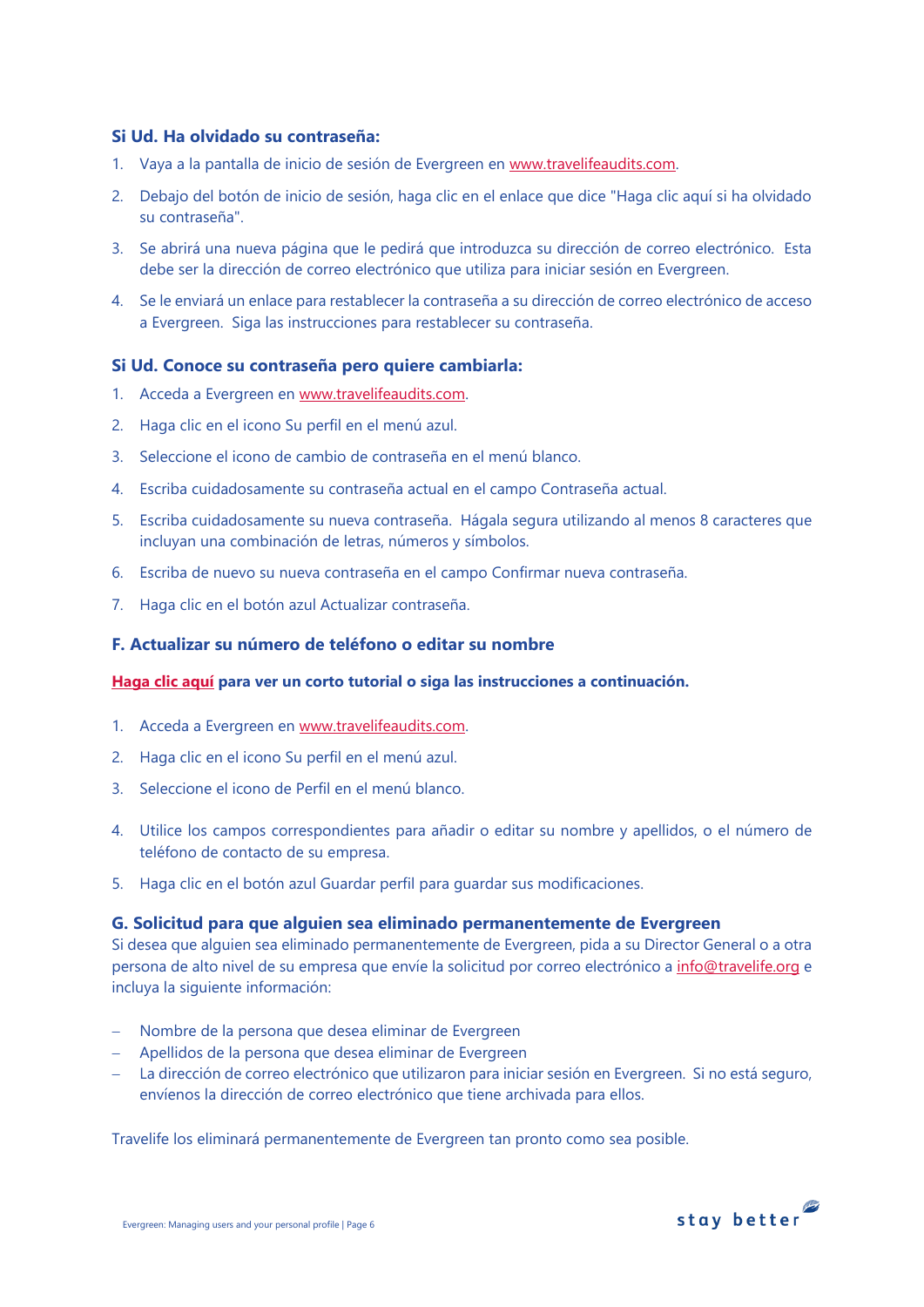### Si Ud. Ha olvidado su contraseña:

1. Vaya a la pantalla de inicio de sesión de Evergreen en www.travelifeaudits.com.
2. Debajo del botón de inicio de sesión, haga clic en el enlace que dice "Haga clic aquí si ha olvidado su contraseña".
3. Se abrirá una nueva página que le pedirá que introduzca su dirección de correo electrónico. Esta debe ser la dirección de correo electrónico que utiliza para iniciar sesión en Evergreen.
4. Se le enviará un enlace para restablecer la contraseña a su dirección de correo electrónico de acceso a Evergreen. Siga las instrucciones para restablecer su contraseña.

### Si Ud. Conoce su contraseña pero quiere cambiarla:

1. Acceda a Evergreen en www.travelifeaudits.com.
2. Haga clic en el icono Su perfil en el menú azul.
3. Seleccione el icono de cambio de contraseña en el menú blanco.
4. Escriba cuidadosamente su contraseña actual en el campo Contraseña actual.
5. Escriba cuidadosamente su nueva contraseña. Hágala segura utilizando al menos 8 caracteres que incluyan una combinación de letras, números y símbolos.
6. Escriba de nuevo su nueva contraseña en el campo Confirmar nueva contraseña.
7. Haga clic en el botón azul Actualizar contraseña.

## F. Actualizar su número de teléfono o editar su nombre

**Haga clic aquí para ver un corto tutorial o siga las instrucciones a continuación.**

1. Acceda a Evergreen en www.travelifeaudits.com.
2. Haga clic en el icono Su perfil en el menú azul.
3. Seleccione el icono de Perfil en el menú blanco.
4. Utilice los campos correspondientes para añadir o editar su nombre y apellidos, o el número de teléfono de contacto de su empresa.
5. Haga clic en el botón azul Guardar perfil para guardar sus modificaciones.

## G. Solicitud para que alguien sea eliminado permanentemente de Evergreen

Si desea que alguien sea eliminado permanentemente de Evergreen, pida a su Director General o a otra persona de alto nivel de su empresa que envíe la solicitud por correo electrónico a info@travelife.org e incluya la siguiente información:

- Nombre de la persona que desea eliminar de Evergreen
- Apellidos de la persona que desea eliminar de Evergreen
- La dirección de correo electrónico que utilizaron para iniciar sesión en Evergreen. Si no está seguro, envíenos la dirección de correo electrónico que tiene archivada para ellos.

Travelife los eliminará permanentemente de Evergreen tan pronto como sea posible.